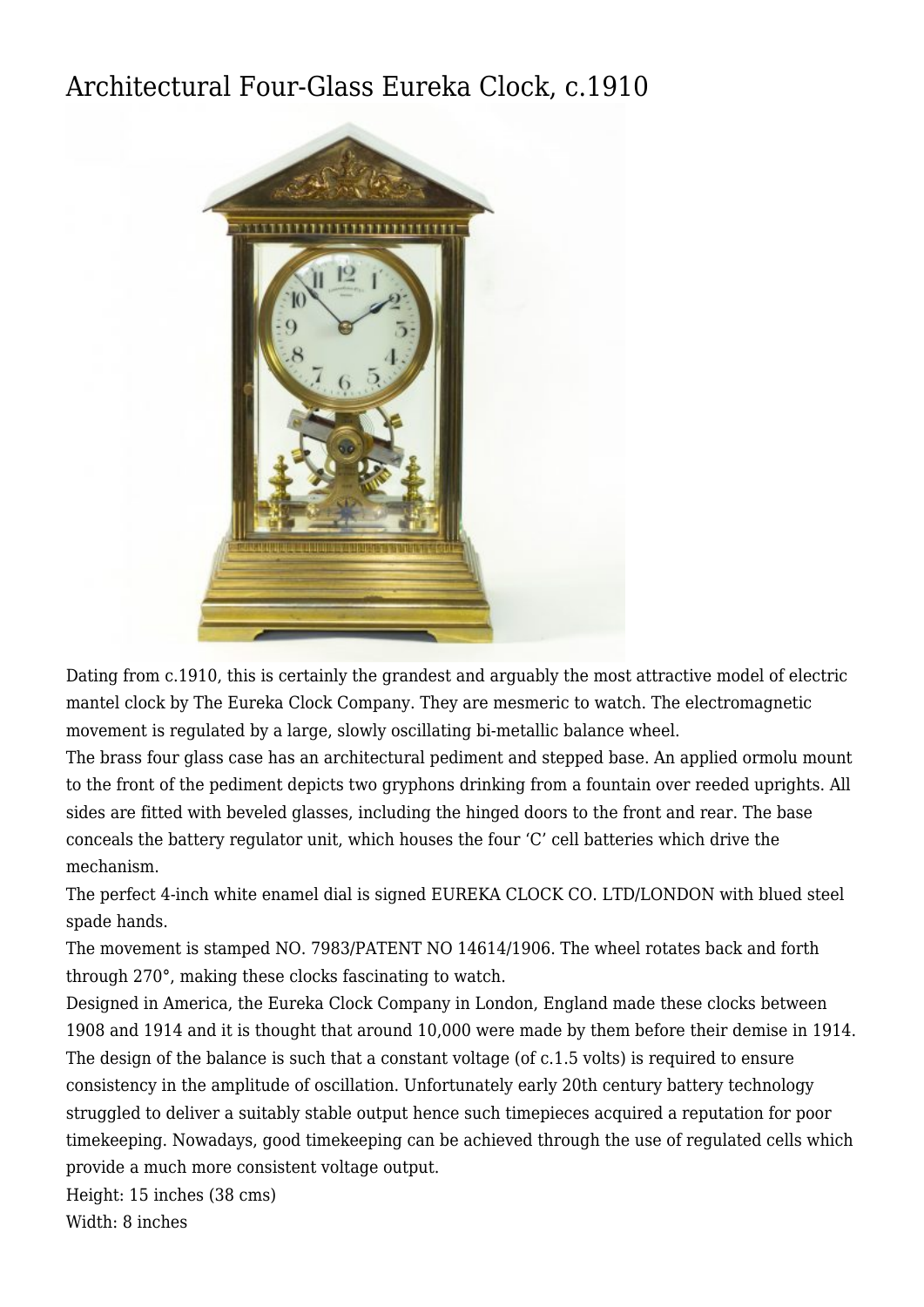# Architectural Four-Glass Eureka Clock, c.1910

Dating from c.1910, this is certainly the grandest and arguably the most attractive model of electric mantel clock by The Eureka Clock Company. They are mesmeric to watch. The electromagnetic movement is regulated by a large, slowly oscillating bi-metallic balance wheel.

The brass four glass case has an architectural pediment and stepped base. An applied ormolu mount to the front of the pediment depicts two gryphons drinking from a fountain over reeded uprights. All sides are fitted with beveled glasses, including the hinged doors to the front and rear. The base conceals the battery regulator unit, which houses the four 'C' cell batteries which drive the mechanism.

The perfect 4-inch white enamel dial is signed EUREKA CLOCK CO. LTD/LONDON with blued steel spade hands.

The movement is stamped NO. 7983/PATENT NO 14614/1906. The wheel rotates back and forth through 270°, making these clocks fascinating to watch.

Designed in America, the Eureka Clock Company in London, England made these clocks between 1908 and 1914 and it is thought that around 10,000 were made by them before their demise in 1914. The design of the balance is such that a constant voltage (of c.1.5 volts) is required to ensure consistency in the amplitude of oscillation. Unfortunately early 20th century battery technology struggled to deliver a suitably stable output hence such timepieces acquired a reputation for poor timekeeping. Nowadays, good timekeeping can be achieved through the use of regulated cells which provide a much more consistent voltage output.

Height: 15 inches (38 cms)

Width: 8 inches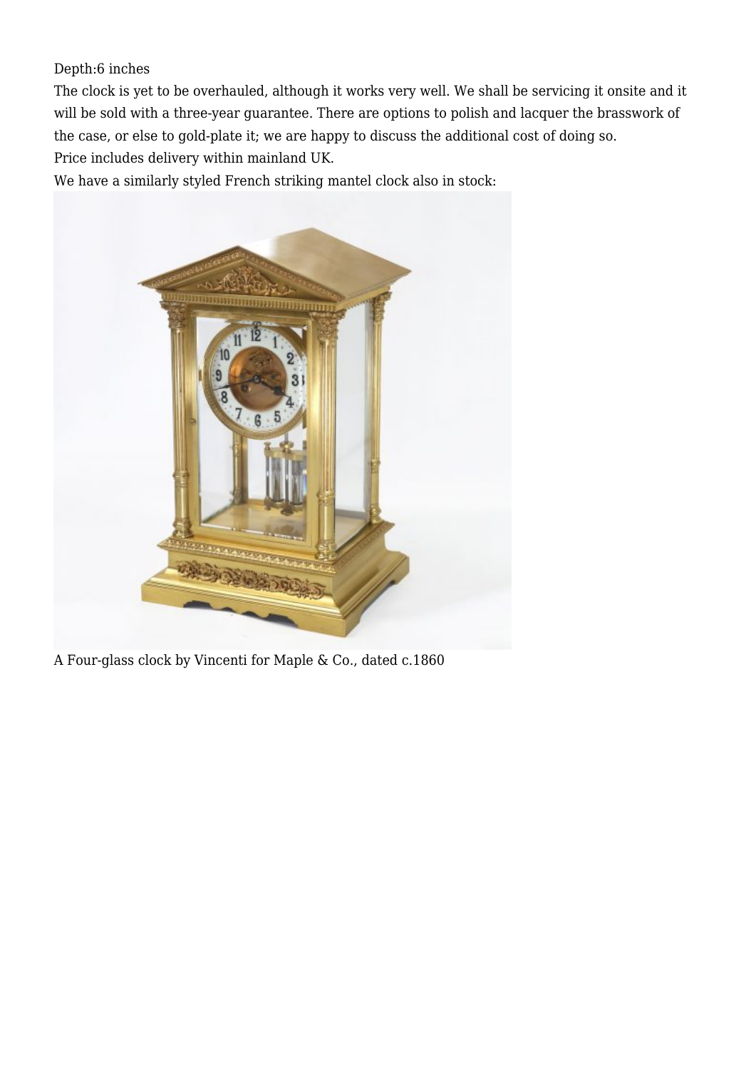Depth:6 inches

The clock is yet to be overhauled, although it works very well. We shall be servicing it onsite and it will be sold with a three-year guarantee. There are options to polish and lacquer the brasswork of the case, or else to gold-plate it; we are happy to discuss the additional cost of doing so.

Price includes delivery within mainland UK.

We have a similarly styled French striking mantel clock also in stock:

A Four-glass clock by Vincenti for Maple & Co., dated c.1860